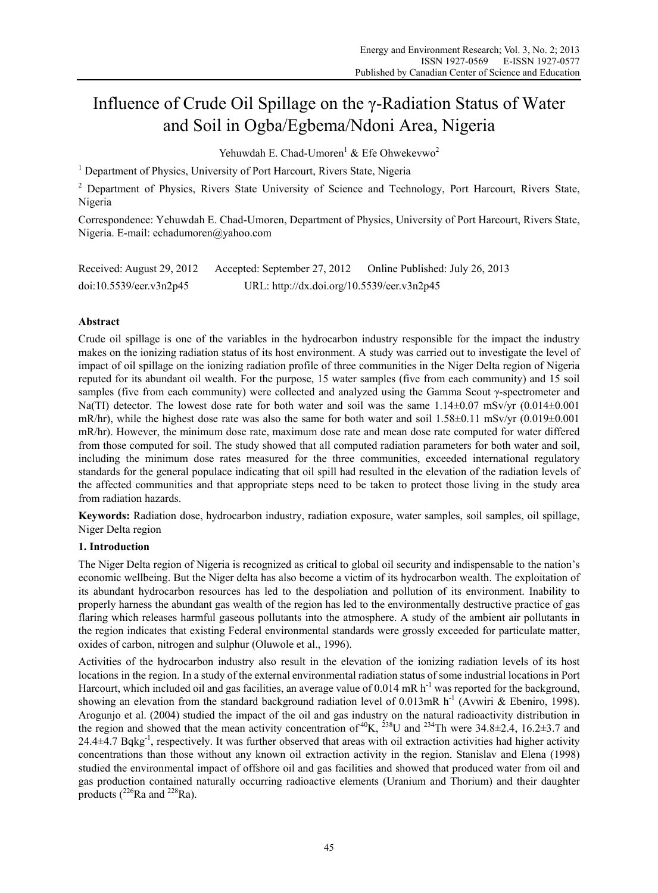# Influence of Crude Oil Spillage on the γ-Radiation Status of Water and Soil in Ogba/Egbema/Ndoni Area, Nigeria

Yehuwdah E. Chad-Umoren[1] & Efe Ohwekevwo[2]

[1] Department of Physics, University of Port Harcourt, Rivers State, Nigeria

[2] Department of Physics, Rivers State University of Science and Technology, Port Harcourt, Rivers State, Nigeria

Correspondence: Yehuwdah E. Chad-Umoren, Department of Physics, University of Port Harcourt, Rivers State, Nigeria. E-mail: echadumoren@yahoo.com

Received: August 29, 2012 Accepted: September 27, 2012 Online Published: July 26, 2013

doi:10.5539/eer.v3n2p45 URL: http://dx.doi.org/10.5539/eer.v3n2p45

## Abstract

Crude oil spillage is one of the variables in the hydrocarbon industry responsible for the impact the industry makes on the ionizing radiation status of its host environment. A study was carried out to investigate the level of impact of oil spillage on the ionizing radiation profile of three communities in the Niger Delta region of Nigeria reputed for its abundant oil wealth. For the purpose, 15 water samples (five from each community) and 15 soil samples (five from each community) were collected and analyzed using the Gamma Scout γ-spectrometer and Na(TI) detector. The lowest dose rate for both water and soil was the same 1.14±0.07 mSv/yr (0.014±0.001 mR/hr), while the highest dose rate was also the same for both water and soil 1.58±0.11 mSv/yr (0.019±0.001 mR/hr). However, the minimum dose rate, maximum dose rate and mean dose rate computed for water differed from those computed for soil. The study showed that all computed radiation parameters for both water and soil, including the minimum dose rates measured for the three communities, exceeded international regulatory standards for the general populace indicating that oil spill had resulted in the elevation of the radiation levels of the affected communities and that appropriate steps need to be taken to protect those living in the study area from radiation hazards.

**Keywords:** Radiation dose, hydrocarbon industry, radiation exposure, water samples, soil samples, oil spillage, Niger Delta region

## 1. Introduction

The Niger Delta region of Nigeria is recognized as critical to global oil security and indispensable to the nation's economic wellbeing. But the Niger delta has also become a victim of its hydrocarbon wealth. The exploitation of its abundant hydrocarbon resources has led to the despoliation and pollution of its environment. Inability to properly harness the abundant gas wealth of the region has led to the environmentally destructive practice of gas flaring which releases harmful gaseous pollutants into the atmosphere. A study of the ambient air pollutants in the region indicates that existing Federal environmental standards were grossly exceeded for particulate matter, oxides of carbon, nitrogen and sulphur (Oluwole et al., 1996).

Activities of the hydrocarbon industry also result in the elevation of the ionizing radiation levels of its host locations in the region. In a study of the external environmental radiation status of some industrial locations in Port Harcourt, which included oil and gas facilities, an average value of 0.014 mR $h^{-1}$ was reported for the background, showing an elevation from the standard background radiation level of 0.013mR $h^{-1}$ (Avwiri & Ebeniro, 1998). Arogunjo et al. (2004) studied the impact of the oil and gas industry on the natural radioactivity distribution in the region and showed that the mean activity concentration of $^{40}$K, $^{238}$U and $^{234}$Th were 34.8±2.4, 16.2±3.7 and 24.4±4.7 Bq$kg^{-1}$, respectively. It was further observed that areas with oil extraction activities had higher activity concentrations than those without any known oil extraction activity in the region. Stanislav and Elena (1998) studied the environmental impact of offshore oil and gas facilities and showed that produced water from oil and gas production contained naturally occurring radioactive elements (Uranium and Thorium) and their daughter products ($^{226}$Ra and $^{228}$Ra).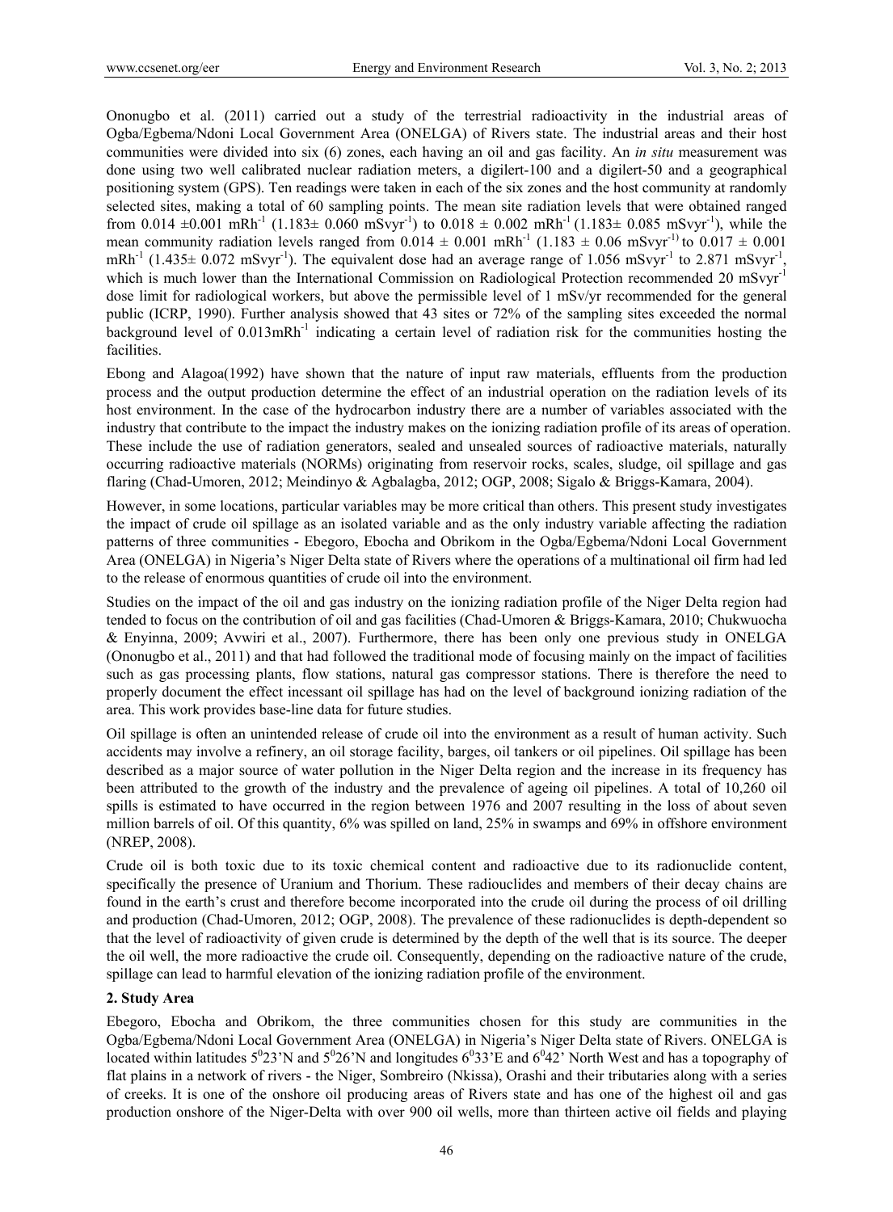Ononugbo et al. (2011) carried out a study of the terrestrial radioactivity in the industrial areas of Ogba/Egbema/Ndoni Local Government Area (ONELGA) of Rivers state. The industrial areas and their host communities were divided into six (6) zones, each having an oil and gas facility. An *in situ* measurement was done using two well calibrated nuclear radiation meters, a digilert-100 and a digilert-50 and a geographical positioning system (GPS). Ten readings were taken in each of the six zones and the host community at randomly selected sites, making a total of 60 sampling points. The mean site radiation levels that were obtained ranged from 0.014 ±0.001 $mRh^{-1}$ (1.183± 0.060 $mSvyr^{-1}$) to 0.018 ± 0.002 $mRh^{-1}$ (1.183± 0.085 $mSvyr^{-1}$), while the mean community radiation levels ranged from 0.014 ± 0.001 $mRh^{-1}$ (1.183 ± 0.06 $mSvyr^{-1)}$ to 0.017 ± 0.001 $mRh^{-1}$ (1.435± 0.072 $mSvyr^{-1}$). The equivalent dose had an average range of 1.056 $mSvyr^{-1}$ to 2.871 $mSvyr^{-1}$, which is much lower than the International Commission on Radiological Protection recommended 20 $mSvyr^{-1}$ dose limit for radiological workers, but above the permissible level of 1 mSv/yr recommended for the general public (ICRP, 1990). Further analysis showed that 43 sites or 72% of the sampling sites exceeded the normal background level of 0.013$mRh^{-1}$ indicating a certain level of radiation risk for the communities hosting the facilities.

Ebong and Alagoa(1992) have shown that the nature of input raw materials, effluents from the production process and the output production determine the effect of an industrial operation on the radiation levels of its host environment. In the case of the hydrocarbon industry there are a number of variables associated with the industry that contribute to the impact the industry makes on the ionizing radiation profile of its areas of operation. These include the use of radiation generators, sealed and unsealed sources of radioactive materials, naturally occurring radioactive materials (NORMs) originating from reservoir rocks, scales, sludge, oil spillage and gas flaring (Chad-Umoren, 2012; Meindinyo & Agbalagba, 2012; OGP, 2008; Sigalo & Briggs-Kamara, 2004).

However, in some locations, particular variables may be more critical than others. This present study investigates the impact of crude oil spillage as an isolated variable and as the only industry variable affecting the radiation patterns of three communities - Ebegoro, Ebocha and Obrikom in the Ogba/Egbema/Ndoni Local Government Area (ONELGA) in Nigeria's Niger Delta state of Rivers where the operations of a multinational oil firm had led to the release of enormous quantities of crude oil into the environment.

Studies on the impact of the oil and gas industry on the ionizing radiation profile of the Niger Delta region had tended to focus on the contribution of oil and gas facilities (Chad-Umoren & Briggs-Kamara, 2010; Chukwuocha & Enyinna, 2009; Avwiri et al., 2007). Furthermore, there has been only one previous study in ONELGA (Ononugbo et al., 2011) and that had followed the traditional mode of focusing mainly on the impact of facilities such as gas processing plants, flow stations, natural gas compressor stations. There is therefore the need to properly document the effect incessant oil spillage has had on the level of background ionizing radiation of the area. This work provides base-line data for future studies.

Oil spillage is often an unintended release of crude oil into the environment as a result of human activity. Such accidents may involve a refinery, an oil storage facility, barges, oil tankers or oil pipelines. Oil spillage has been described as a major source of water pollution in the Niger Delta region and the increase in its frequency has been attributed to the growth of the industry and the prevalence of ageing oil pipelines. A total of 10,260 oil spills is estimated to have occurred in the region between 1976 and 2007 resulting in the loss of about seven million barrels of oil. Of this quantity, 6% was spilled on land, 25% in swamps and 69% in offshore environment (NREP, 2008).

Crude oil is both toxic due to its toxic chemical content and radioactive due to its radionuclide content, specifically the presence of Uranium and Thorium. These radiouclides and members of their decay chains are found in the earth's crust and therefore become incorporated into the crude oil during the process of oil drilling and production (Chad-Umoren, 2012; OGP, 2008). The prevalence of these radionuclides is depth-dependent so that the level of radioactivity of given crude is determined by the depth of the well that is its source. The deeper the oil well, the more radioactive the crude oil. Consequently, depending on the radioactive nature of the crude, spillage can lead to harmful elevation of the ionizing radiation profile of the environment.

## 2. Study Area

Ebegoro, Ebocha and Obrikom, the three communities chosen for this study are communities in the Ogba/Egbema/Ndoni Local Government Area (ONELGA) in Nigeria's Niger Delta state of Rivers. ONELGA is located within latitudes $5^0 23$'N and $5^0 26$'N and longitudes $6^0 33$'E and $6^0 42$' North West and has a topography of flat plains in a network of rivers - the Niger, Sombreiro (Nkissa), Orashi and their tributaries along with a series of creeks. It is one of the onshore oil producing areas of Rivers state and has one of the highest oil and gas production onshore of the Niger-Delta with over 900 oil wells, more than thirteen active oil fields and playing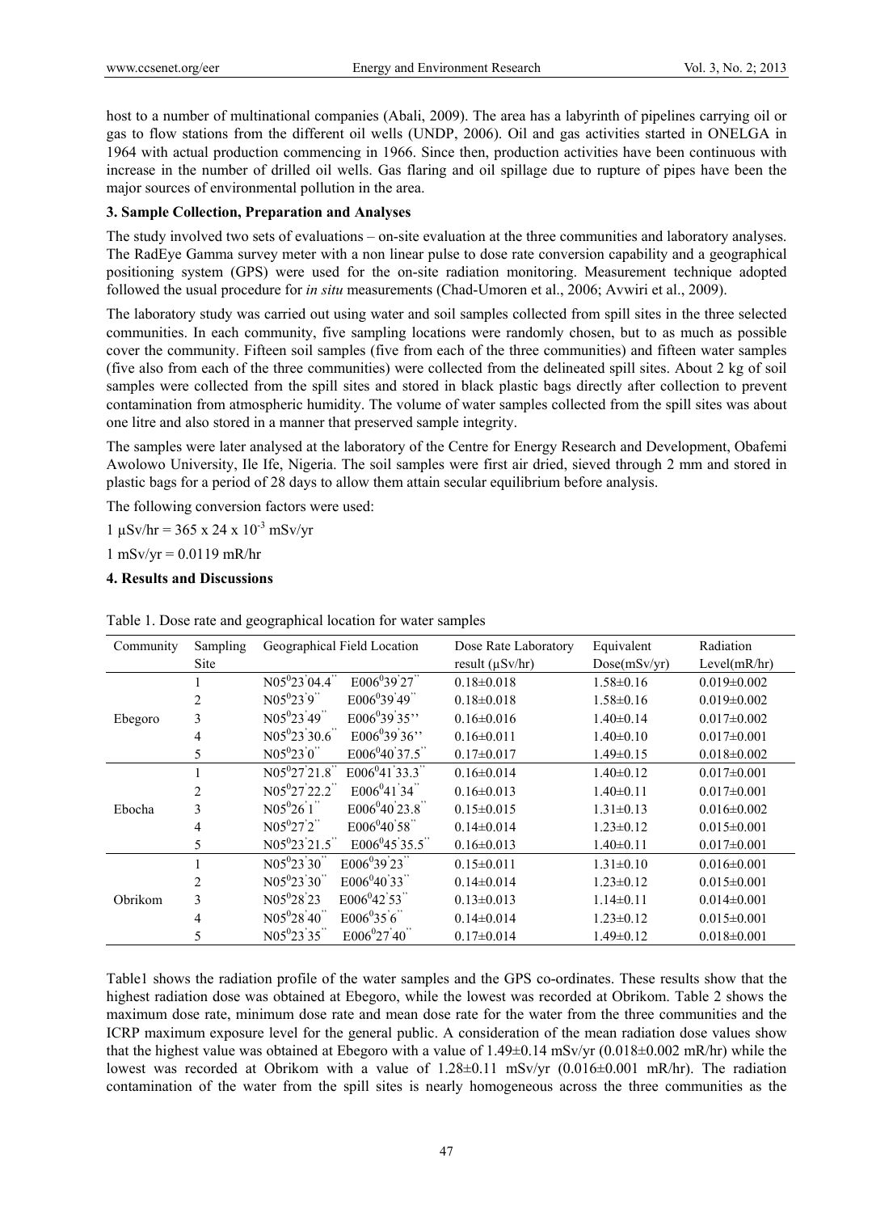host to a number of multinational companies (Abali, 2009). The area has a labyrinth of pipelines carrying oil or gas to flow stations from the different oil wells (UNDP, 2006). Oil and gas activities started in ONELGA in 1964 with actual production commencing in 1966. Since then, production activities have been continuous with increase in the number of drilled oil wells. Gas flaring and oil spillage due to rupture of pipes have been the major sources of environmental pollution in the area.

### 3. Sample Collection, Preparation and Analyses

The study involved two sets of evaluations – on-site evaluation at the three communities and laboratory analyses. The RadEye Gamma survey meter with a non linear pulse to dose rate conversion capability and a geographical positioning system (GPS) were used for the on-site radiation monitoring. Measurement technique adopted followed the usual procedure for *in situ* measurements (Chad-Umoren et al., 2006; Avwiri et al., 2009).

The laboratory study was carried out using water and soil samples collected from spill sites in the three selected communities. In each community, five sampling locations were randomly chosen, but to as much as possible cover the community. Fifteen soil samples (five from each of the three communities) and fifteen water samples (five also from each of the three communities) were collected from the delineated spill sites. About 2 kg of soil samples were collected from the spill sites and stored in black plastic bags directly after collection to prevent contamination from atmospheric humidity. The volume of water samples collected from the spill sites was about one litre and also stored in a manner that preserved sample integrity.

The samples were later analysed at the laboratory of the Centre for Energy Research and Development, Obafemi Awolowo University, Ile Ife, Nigeria. The soil samples were first air dried, sieved through 2 mm and stored in plastic bags for a period of 28 days to allow them attain secular equilibrium before analysis.

The following conversion factors were used:

1 μSv/hr = 365 x 24 x $10^{-3}$ mSv/yr

1 mSv/yr = 0.0119 mR/hr

### 4. Results and Discussions

Table 1. Dose rate and geographical location for water samples

| Community | Sampling Site | Geographical Field Location | | Dose Rate Laboratory result (μSv/hr) | Equivalent Dose(mSv/yr) | Radiation Level(mR/hr) |
|---|---|---|---|---|---|---|
| Ebegoro | 1 | N05°23'04.4" | E006°39'27" | 0.18±0.018 | 1.58±0.16 | 0.019±0.002 |
| | 2 | N05°23'9" | E006°39'49" | 0.18±0.018 | 1.58±0.16 | 0.019±0.002 |
| | 3 | N05°23'49" | E006°39'35" | 0.16±0.016 | 1.40±0.14 | 0.017±0.002 |
| | 4 | N05°23'30.6" | E006°39'36" | 0.16±0.011 | 1.40±0.10 | 0.017±0.001 |
| | 5 | N05°23'0" | E006°40'37.5" | 0.17±0.017 | 1.49±0.15 | 0.018±0.002 |
| Ebocha | 1 | N05°27'21.8" | E006°41'33.3" | 0.16±0.014 | 1.40±0.12 | 0.017±0.001 |
| | 2 | N05°27'22.2" | E006°41'34" | 0.16±0.013 | 1.40±0.11 | 0.017±0.001 |
| | 3 | N05°26'1" | E006°40'23.8" | 0.15±0.015 | 1.31±0.13 | 0.016±0.002 |
| | 4 | N05°27'2" | E006°40'58" | 0.14±0.014 | 1.23±0.12 | 0.015±0.001 |
| | 5 | N05°23'21.5" | E006°45'35.5" | 0.16±0.013 | 1.40±0.11 | 0.017±0.001 |
| Obrikom | 1 | N05°23'30" | E006°39'23" | 0.15±0.011 | 1.31±0.10 | 0.016±0.001 |
| | 2 | N05°23'30" | E006°40'33" | 0.14±0.014 | 1.23±0.12 | 0.015±0.001 |
| | 3 | N05°28'23 | E006°42'53" | 0.13±0.013 | 1.14±0.11 | 0.014±0.001 |
| | 4 | N05°28'40" | E006°35'6" | 0.14±0.014 | 1.23±0.12 | 0.015±0.001 |
| | 5 | N05°23'35" | E006°27'40" | 0.17±0.014 | 1.49±0.12 | 0.018±0.001 |

Table1 shows the radiation profile of the water samples and the GPS co-ordinates. These results show that the highest radiation dose was obtained at Ebegoro, while the lowest was recorded at Obrikom. Table 2 shows the maximum dose rate, minimum dose rate and mean dose rate for the water from the three communities and the ICRP maximum exposure level for the general public. A consideration of the mean radiation dose values show that the highest value was obtained at Ebegoro with a value of 1.49±0.14 mSv/yr (0.018±0.002 mR/hr) while the lowest was recorded at Obrikom with a value of 1.28±0.11 mSv/yr (0.016±0.001 mR/hr). The radiation contamination of the water from the spill sites is nearly homogeneous across the three communities as the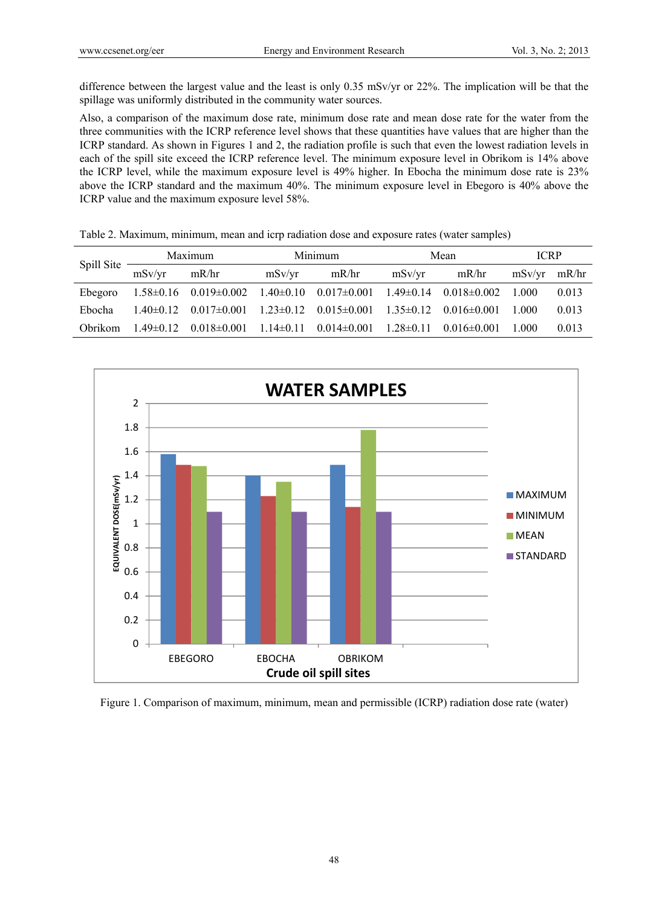difference between the largest value and the least is only 0.35 mSv/yr or 22%. The implication will be that the spillage was uniformly distributed in the community water sources.

Also, a comparison of the maximum dose rate, minimum dose rate and mean dose rate for the water from the three communities with the ICRP reference level shows that these quantities have values that are higher than the ICRP standard. As shown in Figures 1 and 2, the radiation profile is such that even the lowest radiation levels in each of the spill site exceed the ICRP reference level. The minimum exposure level in Obrikom is 14% above the ICRP level, while the maximum exposure level is 49% higher. In Ebocha the minimum dose rate is 23% above the ICRP standard and the maximum 40%. The minimum exposure level in Ebegoro is 40% above the ICRP value and the maximum exposure level 58%.

Table 2. Maximum, minimum, mean and icrp radiation dose and exposure rates (water samples)

| Spill Site | Maximum | | Minimum | | Mean | | ICRP | |
|---|---|---|---|---|---|---|---|---|
| | mSv/yr | mR/hr | mSv/yr | mR/hr | mSv/yr | mR/hr | mSv/yr | mR/hr |
| Ebegoro | 1.58±0.16 | 0.019±0.002 | 1.40±0.10 | 0.017±0.001 | 1.49±0.14 | 0.018±0.002 | 1.000 | 0.013 |
| Ebocha | 1.40±0.12 | 0.017±0.001 | 1.23±0.12 | 0.015±0.001 | 1.35±0.12 | 0.016±0.001 | 1.000 | 0.013 |
| Obrikom | 1.49±0.12 | 0.018±0.001 | 1.14±0.11 | 0.014±0.001 | 1.28±0.11 | 0.016±0.001 | 1.000 | 0.013 |

Figure 1. Comparison of maximum, minimum, mean and permissible (ICRP) radiation dose rate (water)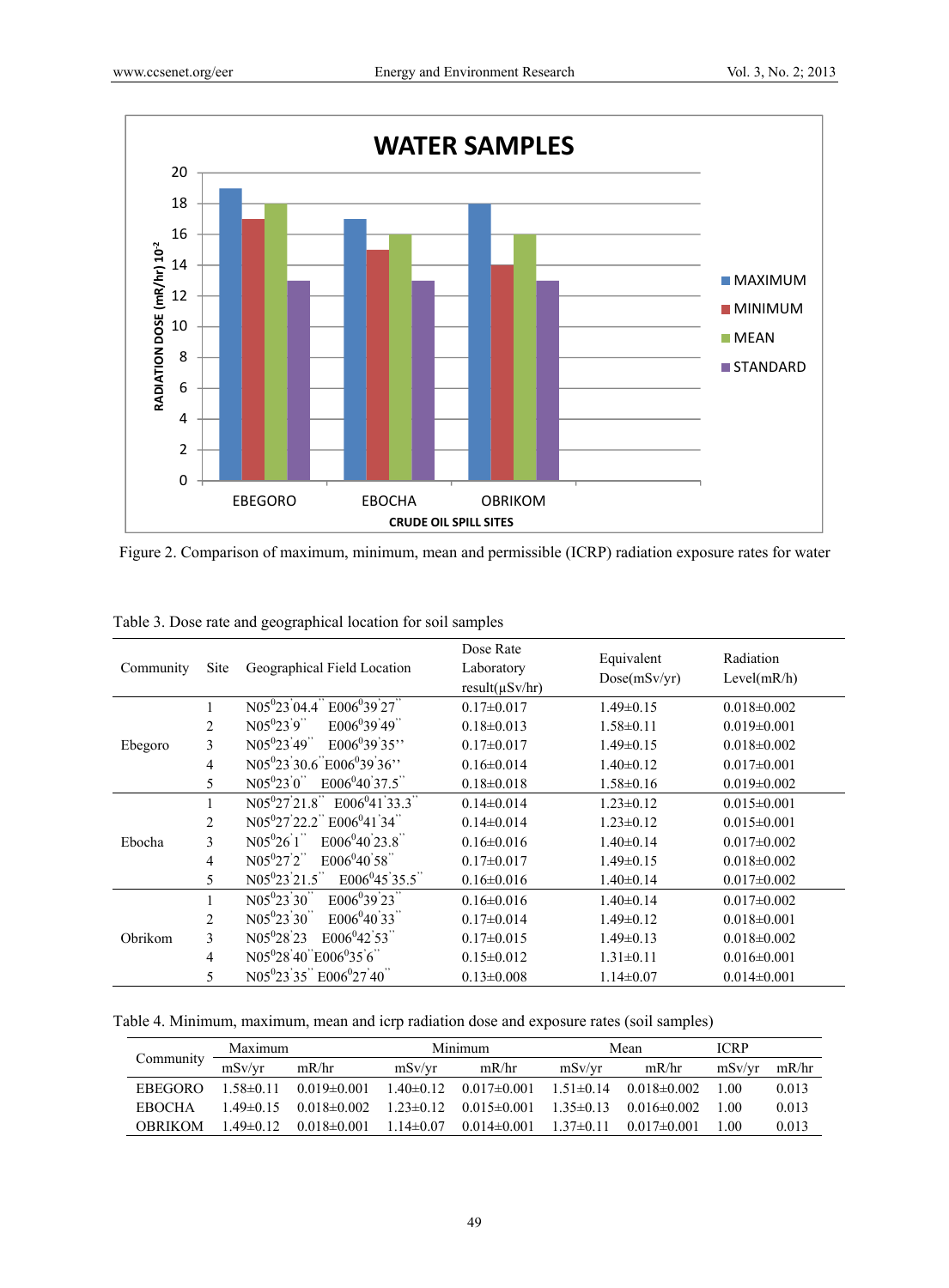Figure 2. Comparison of maximum, minimum, mean and permissible (ICRP) radiation exposure rates for water

Table 3. Dose rate and geographical location for soil samples

| Community | Site | Geographical Field Location | Dose Rate Laboratory result(μSv/hr) | Equivalent Dose(mSv/yr) | Radiation Level(mR/h) |
|---|---|---|---|---|---|
| Ebegoro | 1 | N05°23'04.4'' E006°39'27'' | 0.17±0.017 | 1.49±0.15 | 0.018±0.002 |
| | 2 | N05°23'9'' E006°39'49'' | 0.18±0.013 | 1.58±0.11 | 0.019±0.001 |
| | 3 | N05°23'49'' E006°39'35'' | 0.17±0.017 | 1.49±0.15 | 0.018±0.002 |
| | 4 | N05°23'30.6'' E006°39'36'' | 0.16±0.014 | 1.40±0.12 | 0.017±0.001 |
| | 5 | N05°23'0'' E006°40'37.5'' | 0.18±0.018 | 1.58±0.16 | 0.019±0.002 |
| Ebocha | 1 | N05°27'21.8'' E006°41'33.3'' | 0.14±0.014 | 1.23±0.12 | 0.015±0.001 |
| | 2 | N05°27'22.2'' E006°41'34'' | 0.14±0.014 | 1.23±0.12 | 0.015±0.001 |
| | 3 | N05°26'1'' E006°40'23.8'' | 0.16±0.016 | 1.40±0.14 | 0.017±0.002 |
| | 4 | N05°27'2'' E006°40'58'' | 0.17±0.017 | 1.49±0.15 | 0.018±0.002 |
| | 5 | N05°23'21.5'' E006°45'35.5'' | 0.16±0.016 | 1.40±0.14 | 0.017±0.002 |
| Obrikom | 1 | N05°23'30'' E006°39'23'' | 0.16±0.016 | 1.40±0.14 | 0.017±0.002 |
| | 2 | N05°23'30'' E006°40'33'' | 0.17±0.014 | 1.49±0.12 | 0.018±0.001 |
| | 3 | N05°28'23 E006°42'53'' | 0.17±0.015 | 1.49±0.13 | 0.018±0.002 |
| | 4 | N05°28'40'' E006°35'6'' | 0.15±0.012 | 1.31±0.11 | 0.016±0.001 |
| | 5 | N05°23'35'' E006°27'40'' | 0.13±0.008 | 1.14±0.07 | 0.014±0.001 |

Table 4. Minimum, maximum, mean and icrp radiation dose and exposure rates (soil samples)

| Community | Maximum | | Minimum | | Mean | | ICRP | |
|---|---|---|---|---|---|---|---|---|
| | mSv/yr | mR/hr | mSv/yr | mR/hr | mSv/yr | mR/hr | mSv/yr | mR/hr |
| EBEGORO | 1.58±0.11 | 0.019±0.001 | 1.40±0.12 | 0.017±0.001 | 1.51±0.14 | 0.018±0.002 | 1.00 | 0.013 |
| EBOCHA | 1.49±0.15 | 0.018±0.002 | 1.23±0.12 | 0.015±0.001 | 1.35±0.13 | 0.016±0.002 | 1.00 | 0.013 |
| OBRIKOM | 1.49±0.12 | 0.018±0.001 | 1.14±0.07 | 0.014±0.001 | 1.37±0.11 | 0.017±0.001 | 1.00 | 0.013 |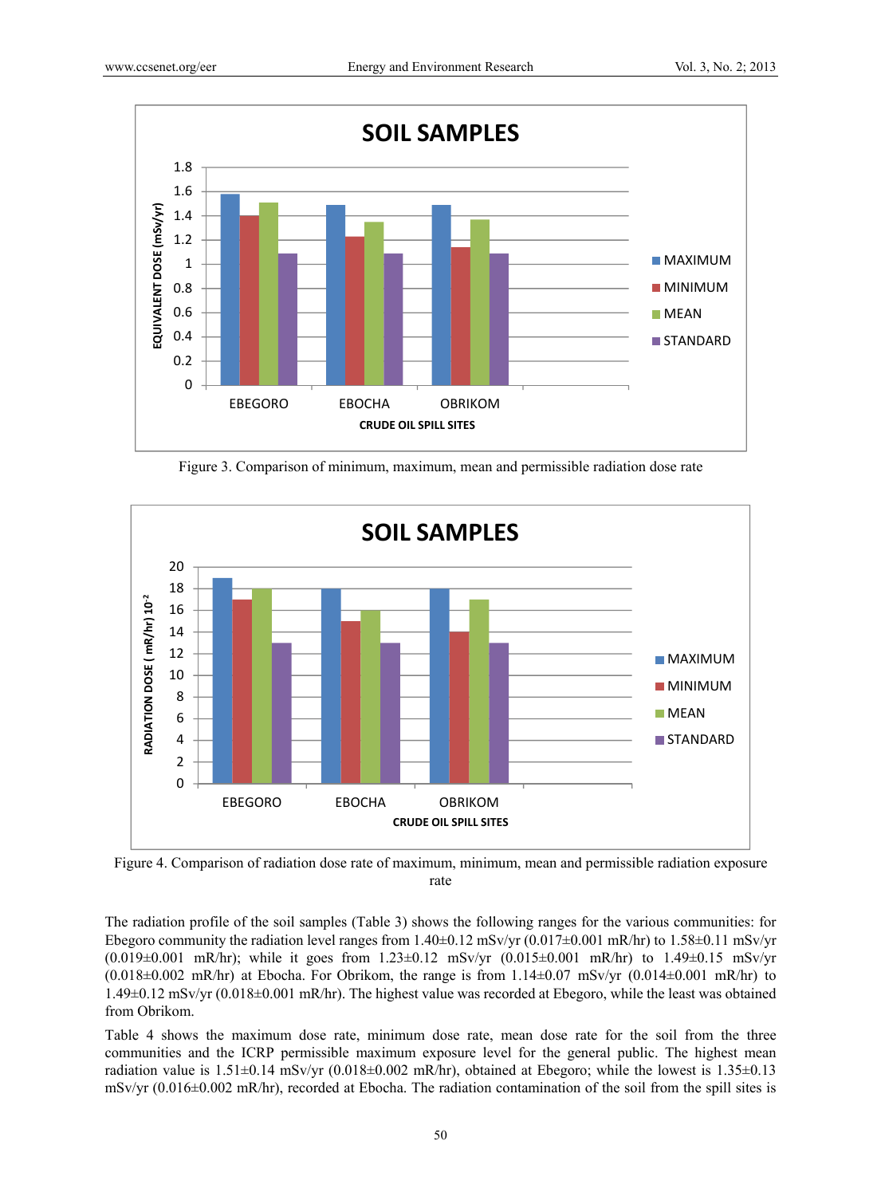Figure 3. Comparison of minimum, maximum, mean and permissible radiation dose rate

Figure 4. Comparison of radiation dose rate of maximum, minimum, mean and permissible radiation exposure rate

The radiation profile of the soil samples (Table 3) shows the following ranges for the various communities: for Ebegoro community the radiation level ranges from 1.40±0.12 mSv/yr (0.017±0.001 mR/hr) to 1.58±0.11 mSv/yr (0.019±0.001 mR/hr); while it goes from 1.23±0.12 mSv/yr (0.015±0.001 mR/hr) to 1.49±0.15 mSv/yr (0.018±0.002 mR/hr) at Ebocha. For Obrikom, the range is from 1.14±0.07 mSv/yr (0.014±0.001 mR/hr) to 1.49±0.12 mSv/yr (0.018±0.001 mR/hr). The highest value was recorded at Ebegoro, while the least was obtained from Obrikom.

Table 4 shows the maximum dose rate, minimum dose rate, mean dose rate for the soil from the three communities and the ICRP permissible maximum exposure level for the general public. The highest mean radiation value is 1.51±0.14 mSv/yr (0.018±0.002 mR/hr), obtained at Ebegoro; while the lowest is 1.35±0.13 mSv/yr (0.016±0.002 mR/hr), recorded at Ebocha. The radiation contamination of the soil from the spill sites is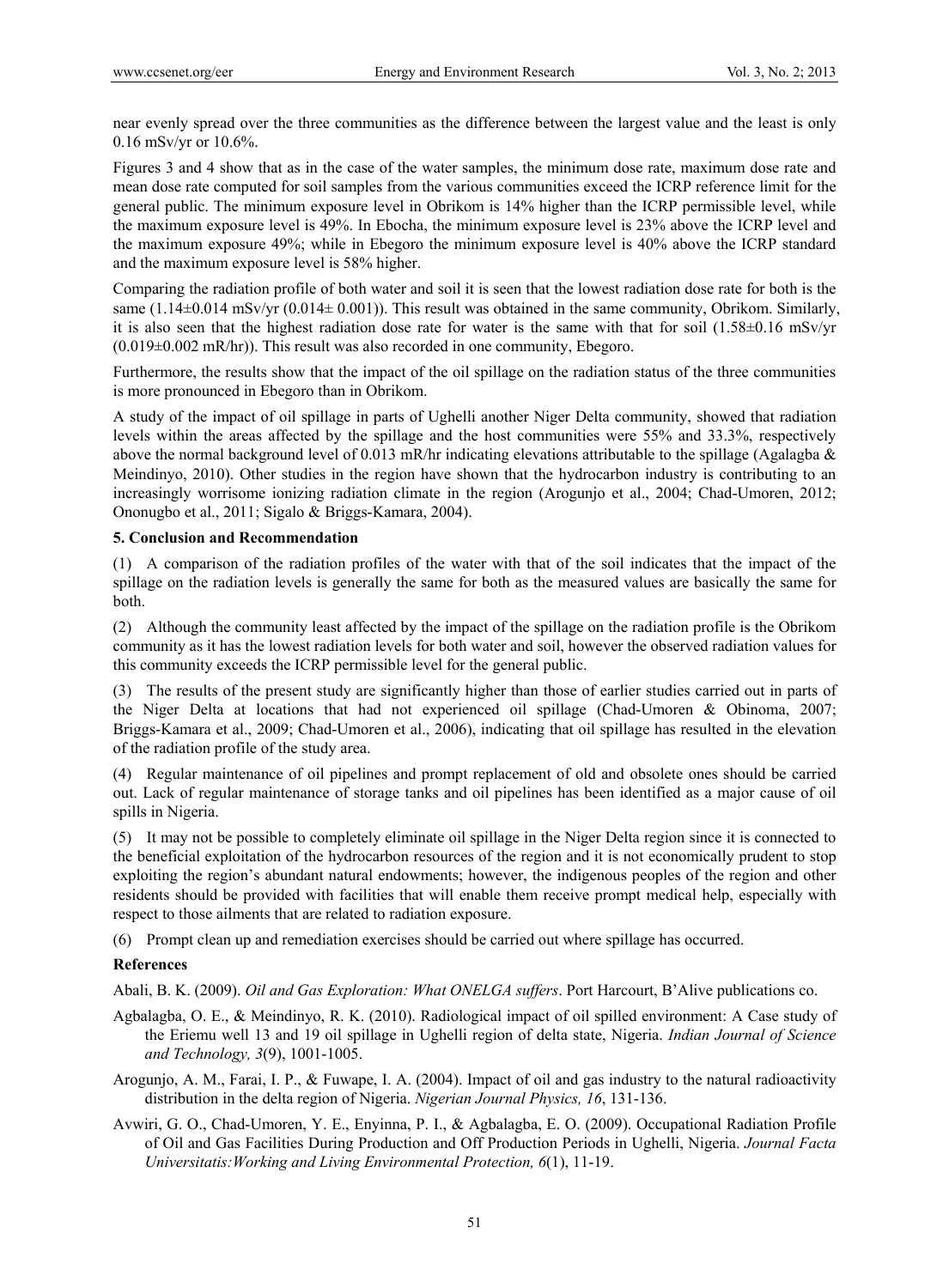near evenly spread over the three communities as the difference between the largest value and the least is only 0.16 mSv/yr or 10.6%.

Figures 3 and 4 show that as in the case of the water samples, the minimum dose rate, maximum dose rate and mean dose rate computed for soil samples from the various communities exceed the ICRP reference limit for the general public. The minimum exposure level in Obrikom is 14% higher than the ICRP permissible level, while the maximum exposure level is 49%. In Ebocha, the minimum exposure level is 23% above the ICRP level and the maximum exposure 49%; while in Ebegoro the minimum exposure level is 40% above the ICRP standard and the maximum exposure level is 58% higher.

Comparing the radiation profile of both water and soil it is seen that the lowest radiation dose rate for both is the same (1.14±0.014 mSv/yr (0.014± 0.001)). This result was obtained in the same community, Obrikom. Similarly, it is also seen that the highest radiation dose rate for water is the same with that for soil (1.58±0.16 mSv/yr (0.019±0.002 mR/hr)). This result was also recorded in one community, Ebegoro.

Furthermore, the results show that the impact of the oil spillage on the radiation status of the three communities is more pronounced in Ebegoro than in Obrikom.

A study of the impact of oil spillage in parts of Ughelli another Niger Delta community, showed that radiation levels within the areas affected by the spillage and the host communities were 55% and 33.3%, respectively above the normal background level of 0.013 mR/hr indicating elevations attributable to the spillage (Agalagba & Meindinyo, 2010). Other studies in the region have shown that the hydrocarbon industry is contributing to an increasingly worrisome ionizing radiation climate in the region (Arogunjo et al., 2004; Chad-Umoren, 2012; Ononugbo et al., 2011; Sigalo & Briggs-Kamara, 2004).

### 5. Conclusion and Recommendation

(1) A comparison of the radiation profiles of the water with that of the soil indicates that the impact of the spillage on the radiation levels is generally the same for both as the measured values are basically the same for both.

(2) Although the community least affected by the impact of the spillage on the radiation profile is the Obrikom community as it has the lowest radiation levels for both water and soil, however the observed radiation values for this community exceeds the ICRP permissible level for the general public.

(3) The results of the present study are significantly higher than those of earlier studies carried out in parts of the Niger Delta at locations that had not experienced oil spillage (Chad-Umoren & Obinoma, 2007; Briggs-Kamara et al., 2009; Chad-Umoren et al., 2006), indicating that oil spillage has resulted in the elevation of the radiation profile of the study area.

(4) Regular maintenance of oil pipelines and prompt replacement of old and obsolete ones should be carried out. Lack of regular maintenance of storage tanks and oil pipelines has been identified as a major cause of oil spills in Nigeria.

(5) It may not be possible to completely eliminate oil spillage in the Niger Delta region since it is connected to the beneficial exploitation of the hydrocarbon resources of the region and it is not economically prudent to stop exploiting the region's abundant natural endowments; however, the indigenous peoples of the region and other residents should be provided with facilities that will enable them receive prompt medical help, especially with respect to those ailments that are related to radiation exposure.

(6) Prompt clean up and remediation exercises should be carried out where spillage has occurred.

### References

Abali, B. K. (2009). *Oil and Gas Exploration: What ONELGA suffers*. Port Harcourt, B'Alive publications co.

Agbalagba, O. E., & Meindinyo, R. K. (2010). Radiological impact of oil spilled environment: A Case study of the Eriemu well 13 and 19 oil spillage in Ughelli region of delta state, Nigeria. *Indian Journal of Science and Technology, 3*(9), 1001-1005.

Arogunjo, A. M., Farai, I. P., & Fuwape, I. A. (2004). Impact of oil and gas industry to the natural radioactivity distribution in the delta region of Nigeria. *Nigerian Journal Physics, 16*, 131-136.

Avwiri, G. O., Chad-Umoren, Y. E., Enyinna, P. I., & Agbalagba, E. O. (2009). Occupational Radiation Profile of Oil and Gas Facilities During Production and Off Production Periods in Ughelli, Nigeria. *Journal Facta Universitatis:Working and Living Environmental Protection, 6*(1), 11-19.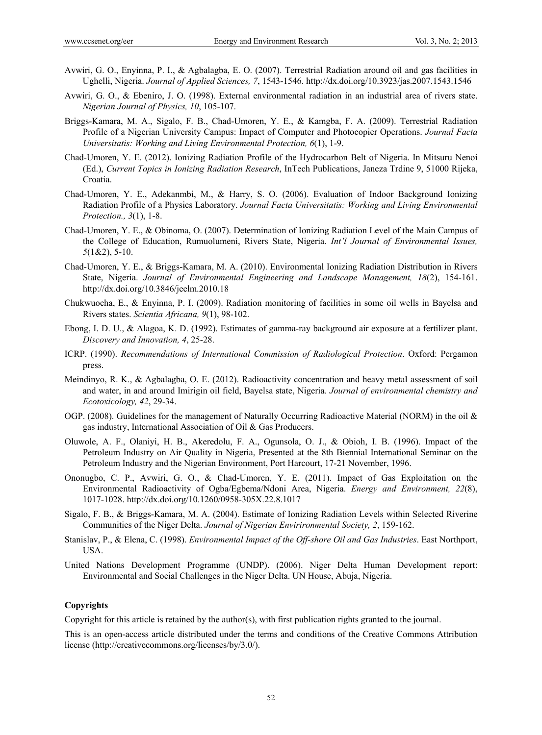Avwiri, G. O., Enyinna, P. I., & Agbalagba, E. O. (2007). Terrestrial Radiation around oil and gas facilities in Ughelli, Nigeria. *Journal of Applied Sciences, 7*, 1543-1546. http://dx.doi.org/10.3923/jas.2007.1543.1546

Avwiri, G. O., & Ebeniro, J. O. (1998). External environmental radiation in an industrial area of rivers state. *Nigerian Journal of Physics, 10*, 105-107.

Briggs-Kamara, M. A., Sigalo, F. B., Chad-Umoren, Y. E., & Kamgba, F. A. (2009). Terrestrial Radiation Profile of a Nigerian University Campus: Impact of Computer and Photocopier Operations. *Journal Facta Universitatis: Working and Living Environmental Protection, 6*(1), 1-9.

Chad-Umoren, Y. E. (2012). Ionizing Radiation Profile of the Hydrocarbon Belt of Nigeria. In Mitsuru Nenoi (Ed.), *Current Topics in Ionizing Radiation Research*, InTech Publications, Janeza Trdine 9, 51000 Rijeka, Croatia.

Chad-Umoren, Y. E., Adekanmbi, M., & Harry, S. O. (2006). Evaluation of Indoor Background Ionizing Radiation Profile of a Physics Laboratory. *Journal Facta Universitatis: Working and Living Environmental Protection., 3*(1), 1-8.

Chad-Umoren, Y. E., & Obinoma, O. (2007). Determination of Ionizing Radiation Level of the Main Campus of the College of Education, Rumuolumeni, Rivers State, Nigeria. *Int'l Journal of Environmental Issues, 5*(1&2), 5-10.

Chad-Umoren, Y. E., & Briggs-Kamara, M. A. (2010). Environmental Ionizing Radiation Distribution in Rivers State, Nigeria. *Journal of Environmental Engineering and Landscape Management, 18*(2), 154-161. http://dx.doi.org/10.3846/jeelm.2010.18

Chukwuocha, E., & Enyinna, P. I. (2009). Radiation monitoring of facilities in some oil wells in Bayelsa and Rivers states. *Scientia Africana, 9*(1), 98-102.

Ebong, I. D. U., & Alagoa, K. D. (1992). Estimates of gamma-ray background air exposure at a fertilizer plant. *Discovery and Innovation, 4*, 25-28.

ICRP. (1990). *Recommendations of International Commission of Radiological Protection*. Oxford: Pergamon press.

Meindinyo, R. K., & Agbalagba, O. E. (2012). Radioactivity concentration and heavy metal assessment of soil and water, in and around Imirigin oil field, Bayelsa state, Nigeria. *Journal of environmental chemistry and Ecotoxicology, 42*, 29-34.

OGP. (2008). Guidelines for the management of Naturally Occurring Radioactive Material (NORM) in the oil & gas industry, International Association of Oil & Gas Producers.

Oluwole, A. F., Olaniyi, H. B., Akeredolu, F. A., Ogunsola, O. J., & Obioh, I. B. (1996). Impact of the Petroleum Industry on Air Quality in Nigeria, Presented at the 8th Biennial International Seminar on the Petroleum Industry and the Nigerian Environment, Port Harcourt, 17-21 November, 1996.

Ononugbo, C. P., Avwiri, G. O., & Chad-Umoren, Y. E. (2011). Impact of Gas Exploitation on the Environmental Radioactivity of Ogba/Egbema/Ndoni Area, Nigeria. *Energy and Environment, 22*(8), 1017-1028. http://dx.doi.org/10.1260/0958-305X.22.8.1017

Sigalo, F. B., & Briggs-Kamara, M. A. (2004). Estimate of Ionizing Radiation Levels within Selected Riverine Communities of the Niger Delta. *Journal of Nigerian Envirironmental Society, 2*, 159-162.

Stanislav, P., & Elena, C. (1998). *Environmental Impact of the Off-shore Oil and Gas Industries*. East Northport, USA.

United Nations Development Programme (UNDP). (2006). Niger Delta Human Development report: Environmental and Social Challenges in the Niger Delta. UN House, Abuja, Nigeria.

**Copyrights**

Copyright for this article is retained by the author(s), with first publication rights granted to the journal.

This is an open-access article distributed under the terms and conditions of the Creative Commons Attribution license (http://creativecommons.org/licenses/by/3.0/).